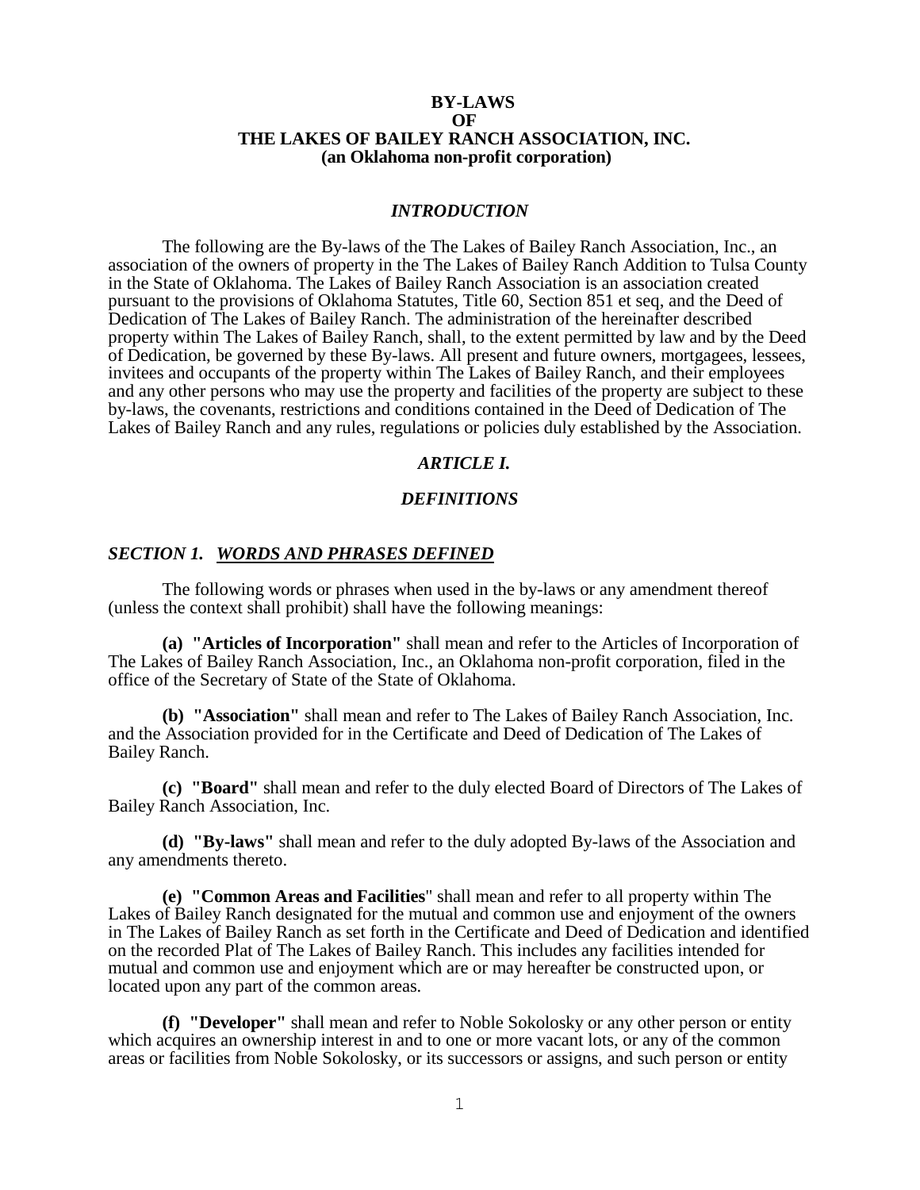# BY-LAWS
# OF
# THE LAKES OF BAILEY RANCH ASSOCIATION, INC.
**(an Oklahoma non-profit corporation)**

## *INTRODUCTION*

The following are the By-laws of the The Lakes of Bailey Ranch Association, Inc., an association of the owners of property in the The Lakes of Bailey Ranch Addition to Tulsa County in the State of Oklahoma. The Lakes of Bailey Ranch Association is an association created pursuant to the provisions of Oklahoma Statutes, Title 60, Section 851 et seq, and the Deed of Dedication of The Lakes of Bailey Ranch. The administration of the hereinafter described property within The Lakes of Bailey Ranch, shall, to the extent permitted by law and by the Deed of Dedication, be governed by these By-laws. All present and future owners, mortgagees, lessees, invitees and occupants of the property within The Lakes of Bailey Ranch, and their employees and any other persons who may use the property and facilities of the property are subject to these by-laws, the covenants, restrictions and conditions contained in the Deed of Dedication of The Lakes of Bailey Ranch and any rules, regulations or policies duly established by the Association.

## *ARTICLE I.*

## *DEFINITIONS*

### *SECTION 1. <u>WORDS AND PHRASES DEFINED</u>*

The following words or phrases when used in the by-laws or any amendment thereof (unless the context shall prohibit) shall have the following meanings:

**(a) "Articles of Incorporation"** shall mean and refer to the Articles of Incorporation of The Lakes of Bailey Ranch Association, Inc., an Oklahoma non-profit corporation, filed in the office of the Secretary of State of the State of Oklahoma.

**(b) "Association"** shall mean and refer to The Lakes of Bailey Ranch Association, Inc. and the Association provided for in the Certificate and Deed of Dedication of The Lakes of Bailey Ranch.

**(c) "Board"** shall mean and refer to the duly elected Board of Directors of The Lakes of Bailey Ranch Association, Inc.

**(d) "By-laws"** shall mean and refer to the duly adopted By-laws of the Association and any amendments thereto.

**(e) "Common Areas and Facilities**" shall mean and refer to all property within The Lakes of Bailey Ranch designated for the mutual and common use and enjoyment of the owners in The Lakes of Bailey Ranch as set forth in the Certificate and Deed of Dedication and identified on the recorded Plat of The Lakes of Bailey Ranch. This includes any facilities intended for mutual and common use and enjoyment which are or may hereafter be constructed upon, or located upon any part of the common areas.

**(f) "Developer"** shall mean and refer to Noble Sokolosky or any other person or entity which acquires an ownership interest in and to one or more vacant lots, or any of the common areas or facilities from Noble Sokolosky, or its successors or assigns, and such person or entity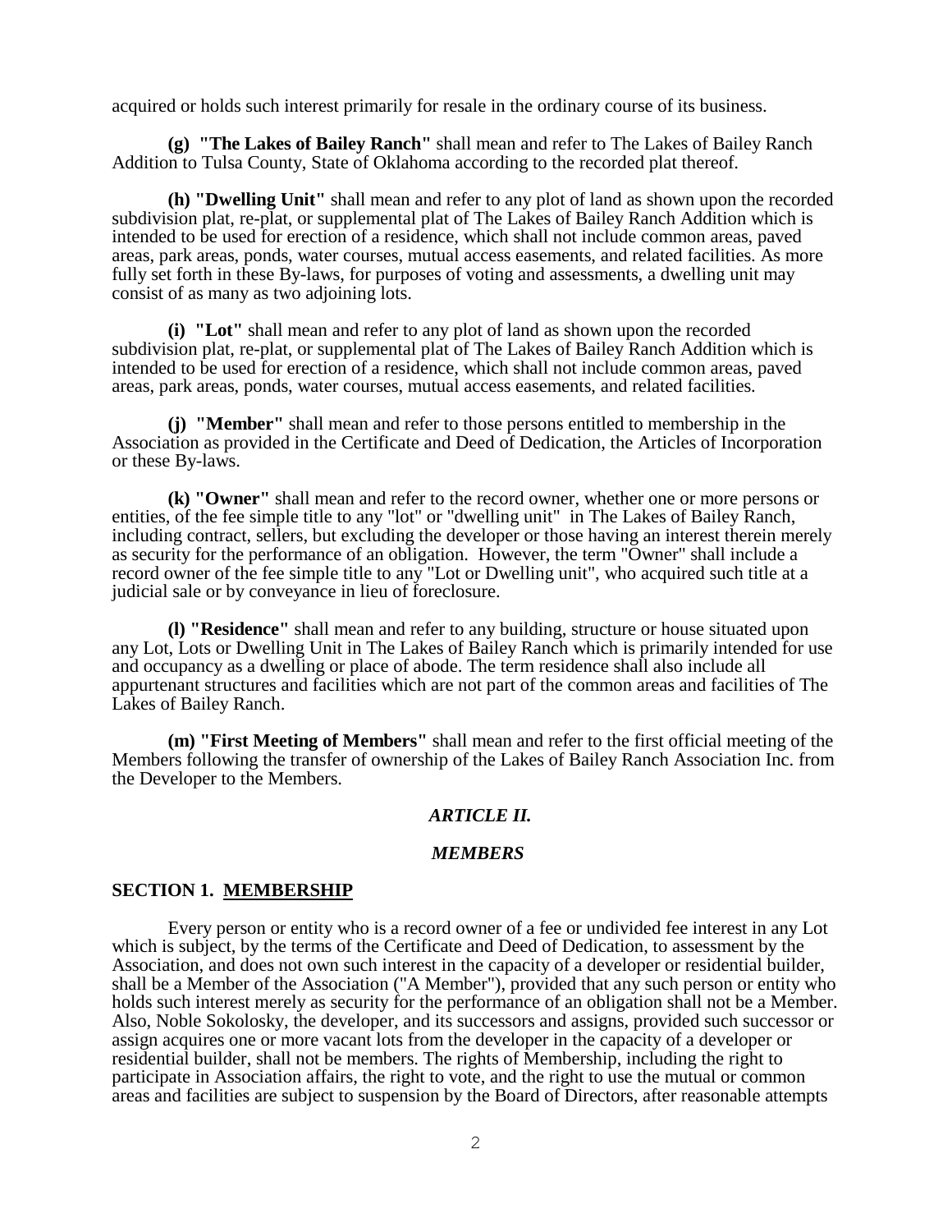acquired or holds such interest primarily for resale in the ordinary course of its business.

**(g) "The Lakes of Bailey Ranch"** shall mean and refer to The Lakes of Bailey Ranch Addition to Tulsa County, State of Oklahoma according to the recorded plat thereof.

**(h) "Dwelling Unit"** shall mean and refer to any plot of land as shown upon the recorded subdivision plat, re-plat, or supplemental plat of The Lakes of Bailey Ranch Addition which is intended to be used for erection of a residence, which shall not include common areas, paved areas, park areas, ponds, water courses, mutual access easements, and related facilities. As more fully set forth in these By-laws, for purposes of voting and assessments, a dwelling unit may consist of as many as two adjoining lots.

**(i) "Lot"** shall mean and refer to any plot of land as shown upon the recorded subdivision plat, re-plat, or supplemental plat of The Lakes of Bailey Ranch Addition which is intended to be used for erection of a residence, which shall not include common areas, paved areas, park areas, ponds, water courses, mutual access easements, and related facilities.

**(j) "Member"** shall mean and refer to those persons entitled to membership in the Association as provided in the Certificate and Deed of Dedication, the Articles of Incorporation or these By-laws.

**(k) "Owner"** shall mean and refer to the record owner, whether one or more persons or entities, of the fee simple title to any "lot" or "dwelling unit" in The Lakes of Bailey Ranch, including contract, sellers, but excluding the developer or those having an interest therein merely as security for the performance of an obligation. However, the term "Owner" shall include a record owner of the fee simple title to any "Lot or Dwelling unit", who acquired such title at a judicial sale or by conveyance in lieu of foreclosure.

**(l) "Residence"** shall mean and refer to any building, structure or house situated upon any Lot, Lots or Dwelling Unit in The Lakes of Bailey Ranch which is primarily intended for use and occupancy as a dwelling or place of abode. The term residence shall also include all appurtenant structures and facilities which are not part of the common areas and facilities of The Lakes of Bailey Ranch.

**(m) "First Meeting of Members"** shall mean and refer to the first official meeting of the Members following the transfer of ownership of the Lakes of Bailey Ranch Association Inc. from the Developer to the Members.

## *ARTICLE II.*

## *MEMBERS*

### SECTION 1. MEMBERSHIP

Every person or entity who is a record owner of a fee or undivided fee interest in any Lot which is subject, by the terms of the Certificate and Deed of Dedication, to assessment by the Association, and does not own such interest in the capacity of a developer or residential builder, shall be a Member of the Association ("A Member"), provided that any such person or entity who holds such interest merely as security for the performance of an obligation shall not be a Member. Also, Noble Sokolosky, the developer, and its successors and assigns, provided such successor or assign acquires one or more vacant lots from the developer in the capacity of a developer or residential builder, shall not be members. The rights of Membership, including the right to participate in Association affairs, the right to vote, and the right to use the mutual or common areas and facilities are subject to suspension by the Board of Directors, after reasonable attempts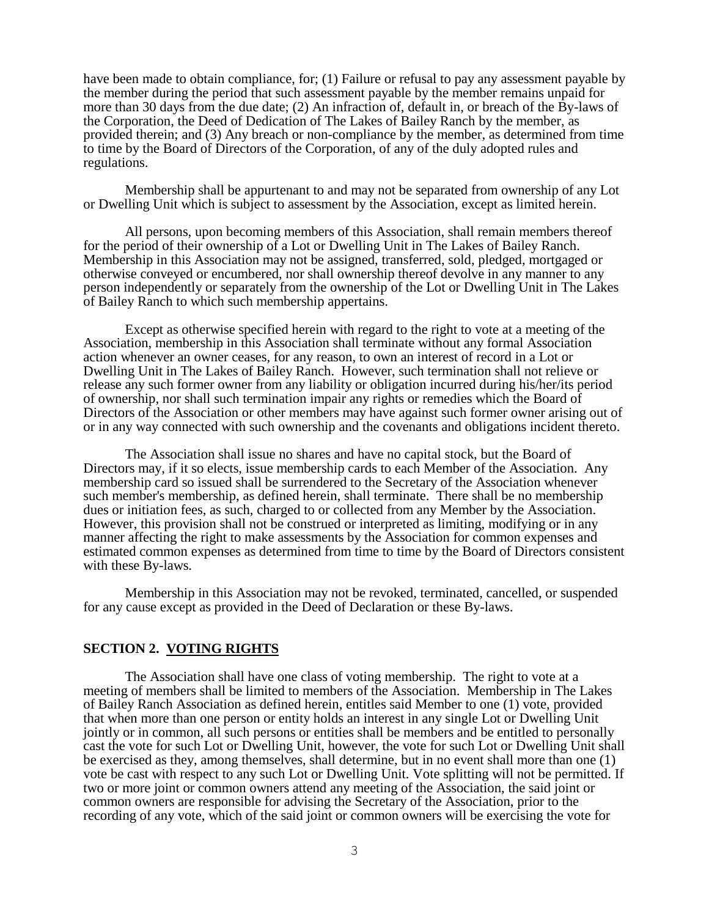have been made to obtain compliance, for; (1) Failure or refusal to pay any assessment payable by the member during the period that such assessment payable by the member remains unpaid for more than 30 days from the due date; (2) An infraction of, default in, or breach of the By-laws of the Corporation, the Deed of Dedication of The Lakes of Bailey Ranch by the member, as provided therein; and (3) Any breach or non-compliance by the member, as determined from time to time by the Board of Directors of the Corporation, of any of the duly adopted rules and regulations.

Membership shall be appurtenant to and may not be separated from ownership of any Lot or Dwelling Unit which is subject to assessment by the Association, except as limited herein.

All persons, upon becoming members of this Association, shall remain members thereof for the period of their ownership of a Lot or Dwelling Unit in The Lakes of Bailey Ranch. Membership in this Association may not be assigned, transferred, sold, pledged, mortgaged or otherwise conveyed or encumbered, nor shall ownership thereof devolve in any manner to any person independently or separately from the ownership of the Lot or Dwelling Unit in The Lakes of Bailey Ranch to which such membership appertains.

Except as otherwise specified herein with regard to the right to vote at a meeting of the Association, membership in this Association shall terminate without any formal Association action whenever an owner ceases, for any reason, to own an interest of record in a Lot or Dwelling Unit in The Lakes of Bailey Ranch. However, such termination shall not relieve or release any such former owner from any liability or obligation incurred during his/her/its period of ownership, nor shall such termination impair any rights or remedies which the Board of Directors of the Association or other members may have against such former owner arising out of or in any way connected with such ownership and the covenants and obligations incident thereto.

The Association shall issue no shares and have no capital stock, but the Board of Directors may, if it so elects, issue membership cards to each Member of the Association. Any membership card so issued shall be surrendered to the Secretary of the Association whenever such member's membership, as defined herein, shall terminate. There shall be no membership dues or initiation fees, as such, charged to or collected from any Member by the Association. However, this provision shall not be construed or interpreted as limiting, modifying or in any manner affecting the right to make assessments by the Association for common expenses and estimated common expenses as determined from time to time by the Board of Directors consistent with these By-laws.

Membership in this Association may not be revoked, terminated, cancelled, or suspended for any cause except as provided in the Deed of Declaration or these By-laws.

## SECTION 2. VOTING RIGHTS

The Association shall have one class of voting membership. The right to vote at a meeting of members shall be limited to members of the Association. Membership in The Lakes of Bailey Ranch Association as defined herein, entitles said Member to one (1) vote, provided that when more than one person or entity holds an interest in any single Lot or Dwelling Unit jointly or in common, all such persons or entities shall be members and be entitled to personally cast the vote for such Lot or Dwelling Unit, however, the vote for such Lot or Dwelling Unit shall be exercised as they, among themselves, shall determine, but in no event shall more than one (1) vote be cast with respect to any such Lot or Dwelling Unit. Vote splitting will not be permitted. If two or more joint or common owners attend any meeting of the Association, the said joint or common owners are responsible for advising the Secretary of the Association, prior to the recording of any vote, which of the said joint or common owners will be exercising the vote for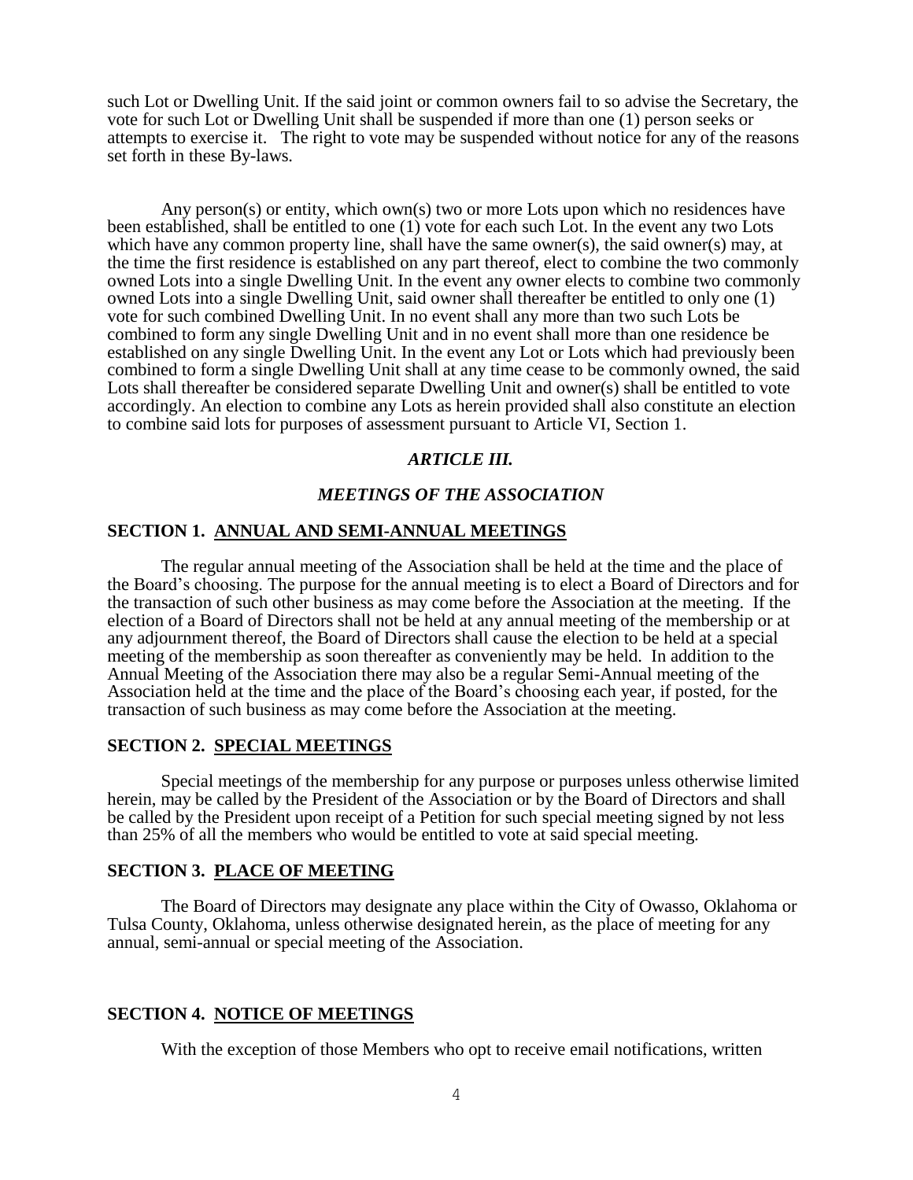such Lot or Dwelling Unit. If the said joint or common owners fail to so advise the Secretary, the vote for such Lot or Dwelling Unit shall be suspended if more than one (1) person seeks or attempts to exercise it. The right to vote may be suspended without notice for any of the reasons set forth in these By-laws.

Any person(s) or entity, which own(s) two or more Lots upon which no residences have been established, shall be entitled to one (1) vote for each such Lot. In the event any two Lots which have any common property line, shall have the same owner(s), the said owner(s) may, at the time the first residence is established on any part thereof, elect to combine the two commonly owned Lots into a single Dwelling Unit. In the event any owner elects to combine two commonly owned Lots into a single Dwelling Unit, said owner shall thereafter be entitled to only one (1) vote for such combined Dwelling Unit. In no event shall any more than two such Lots be combined to form any single Dwelling Unit and in no event shall more than one residence be established on any single Dwelling Unit. In the event any Lot or Lots which had previously been combined to form a single Dwelling Unit shall at any time cease to be commonly owned, the said Lots shall thereafter be considered separate Dwelling Unit and owner(s) shall be entitled to vote accordingly. An election to combine any Lots as herein provided shall also constitute an election to combine said lots for purposes of assessment pursuant to Article VI, Section 1.

## *ARTICLE III.*

## *MEETINGS OF THE ASSOCIATION*

### SECTION 1. ANNUAL AND SEMI-ANNUAL MEETINGS

The regular annual meeting of the Association shall be held at the time and the place of the Board's choosing. The purpose for the annual meeting is to elect a Board of Directors and for the transaction of such other business as may come before the Association at the meeting. If the election of a Board of Directors shall not be held at any annual meeting of the membership or at any adjournment thereof, the Board of Directors shall cause the election to be held at a special meeting of the membership as soon thereafter as conveniently may be held. In addition to the Annual Meeting of the Association there may also be a regular Semi-Annual meeting of the Association held at the time and the place of the Board's choosing each year, if posted, for the transaction of such business as may come before the Association at the meeting.

### SECTION 2. SPECIAL MEETINGS

Special meetings of the membership for any purpose or purposes unless otherwise limited herein, may be called by the President of the Association or by the Board of Directors and shall be called by the President upon receipt of a Petition for such special meeting signed by not less than 25% of all the members who would be entitled to vote at said special meeting.

### SECTION 3. PLACE OF MEETING

The Board of Directors may designate any place within the City of Owasso, Oklahoma or Tulsa County, Oklahoma, unless otherwise designated herein, as the place of meeting for any annual, semi-annual or special meeting of the Association.

### SECTION 4. NOTICE OF MEETINGS

With the exception of those Members who opt to receive email notifications, written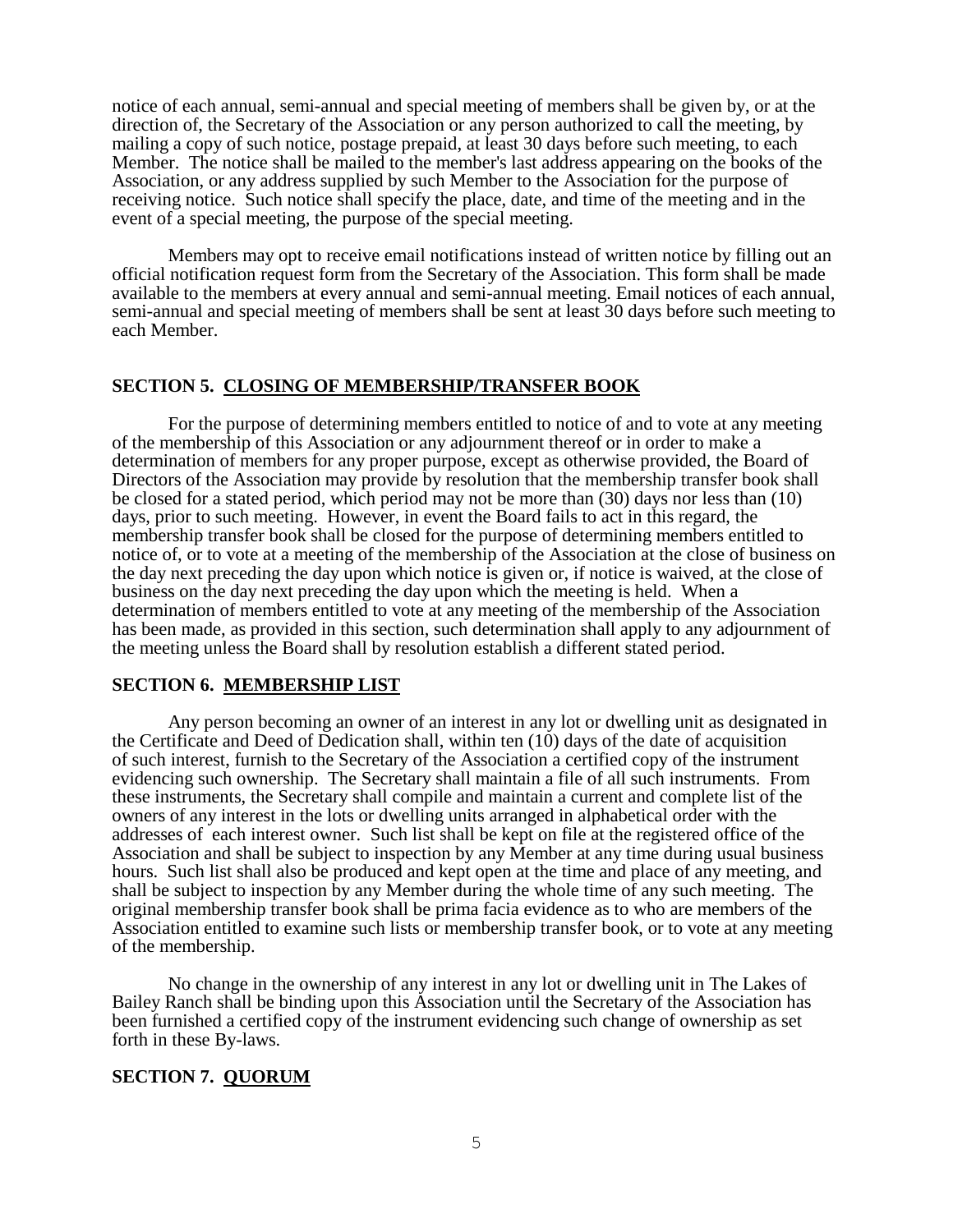notice of each annual, semi-annual and special meeting of members shall be given by, or at the direction of, the Secretary of the Association or any person authorized to call the meeting, by mailing a copy of such notice, postage prepaid, at least 30 days before such meeting, to each Member. The notice shall be mailed to the member's last address appearing on the books of the Association, or any address supplied by such Member to the Association for the purpose of receiving notice. Such notice shall specify the place, date, and time of the meeting and in the event of a special meeting, the purpose of the special meeting.

Members may opt to receive email notifications instead of written notice by filling out an official notification request form from the Secretary of the Association. This form shall be made available to the members at every annual and semi-annual meeting. Email notices of each annual, semi-annual and special meeting of members shall be sent at least 30 days before such meeting to each Member.

### SECTION 5. CLOSING OF MEMBERSHIP/TRANSFER BOOK

For the purpose of determining members entitled to notice of and to vote at any meeting of the membership of this Association or any adjournment thereof or in order to make a determination of members for any proper purpose, except as otherwise provided, the Board of Directors of the Association may provide by resolution that the membership transfer book shall be closed for a stated period, which period may not be more than (30) days nor less than (10) days, prior to such meeting. However, in event the Board fails to act in this regard, the membership transfer book shall be closed for the purpose of determining members entitled to notice of, or to vote at a meeting of the membership of the Association at the close of business on the day next preceding the day upon which notice is given or, if notice is waived, at the close of business on the day next preceding the day upon which the meeting is held. When a determination of members entitled to vote at any meeting of the membership of the Association has been made, as provided in this section, such determination shall apply to any adjournment of the meeting unless the Board shall by resolution establish a different stated period.

### SECTION 6. MEMBERSHIP LIST

Any person becoming an owner of an interest in any lot or dwelling unit as designated in the Certificate and Deed of Dedication shall, within ten (10) days of the date of acquisition of such interest, furnish to the Secretary of the Association a certified copy of the instrument evidencing such ownership. The Secretary shall maintain a file of all such instruments. From these instruments, the Secretary shall compile and maintain a current and complete list of the owners of any interest in the lots or dwelling units arranged in alphabetical order with the addresses of each interest owner. Such list shall be kept on file at the registered office of the Association and shall be subject to inspection by any Member at any time during usual business hours. Such list shall also be produced and kept open at the time and place of any meeting, and shall be subject to inspection by any Member during the whole time of any such meeting. The original membership transfer book shall be prima facia evidence as to who are members of the Association entitled to examine such lists or membership transfer book, or to vote at any meeting of the membership.

No change in the ownership of any interest in any lot or dwelling unit in The Lakes of Bailey Ranch shall be binding upon this Association until the Secretary of the Association has been furnished a certified copy of the instrument evidencing such change of ownership as set forth in these By-laws.

### SECTION 7. QUORUM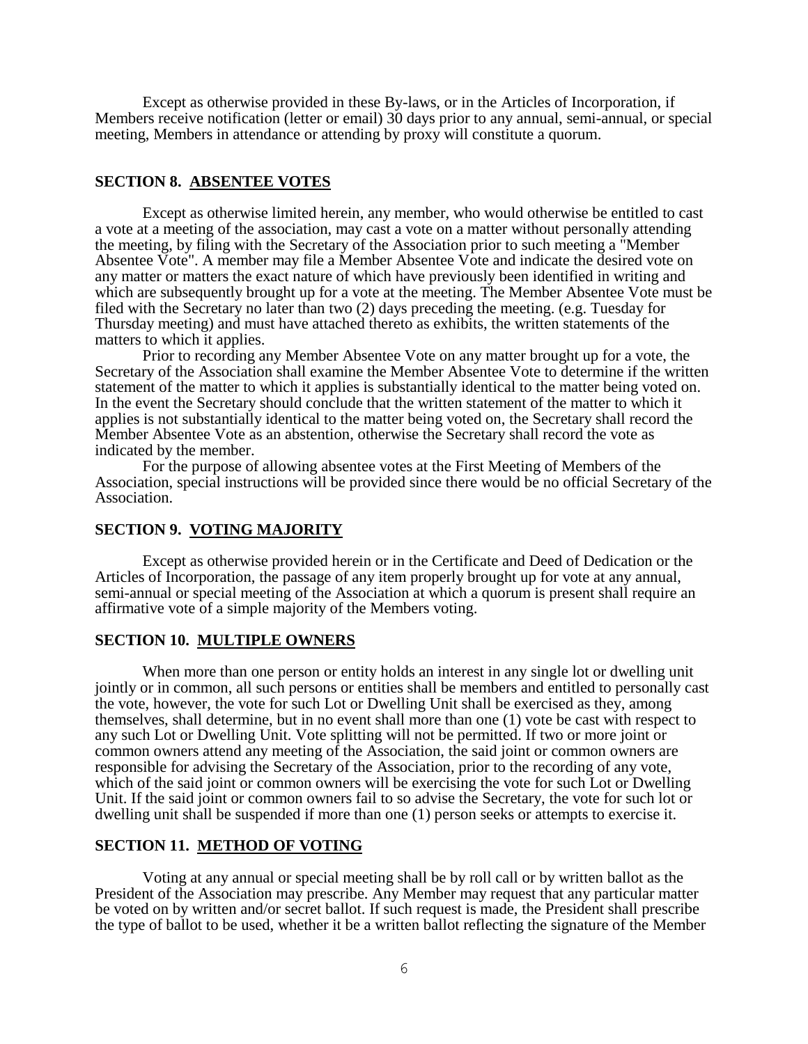Except as otherwise provided in these By-laws, or in the Articles of Incorporation, if Members receive notification (letter or email) 30 days prior to any annual, semi-annual, or special meeting, Members in attendance or attending by proxy will constitute a quorum.

### SECTION 8. ABSENTEE VOTES

Except as otherwise limited herein, any member, who would otherwise be entitled to cast a vote at a meeting of the association, may cast a vote on a matter without personally attending the meeting, by filing with the Secretary of the Association prior to such meeting a "Member Absentee Vote". A member may file a Member Absentee Vote and indicate the desired vote on any matter or matters the exact nature of which have previously been identified in writing and which are subsequently brought up for a vote at the meeting. The Member Absentee Vote must be filed with the Secretary no later than two (2) days preceding the meeting. (e.g. Tuesday for Thursday meeting) and must have attached thereto as exhibits, the written statements of the matters to which it applies.

Prior to recording any Member Absentee Vote on any matter brought up for a vote, the Secretary of the Association shall examine the Member Absentee Vote to determine if the written statement of the matter to which it applies is substantially identical to the matter being voted on. In the event the Secretary should conclude that the written statement of the matter to which it applies is not substantially identical to the matter being voted on, the Secretary shall record the Member Absentee Vote as an abstention, otherwise the Secretary shall record the vote as indicated by the member.

For the purpose of allowing absentee votes at the First Meeting of Members of the Association, special instructions will be provided since there would be no official Secretary of the Association.

### SECTION 9. VOTING MAJORITY

Except as otherwise provided herein or in the Certificate and Deed of Dedication or the Articles of Incorporation, the passage of any item properly brought up for vote at any annual, semi-annual or special meeting of the Association at which a quorum is present shall require an affirmative vote of a simple majority of the Members voting.

### SECTION 10. MULTIPLE OWNERS

When more than one person or entity holds an interest in any single lot or dwelling unit jointly or in common, all such persons or entities shall be members and entitled to personally cast the vote, however, the vote for such Lot or Dwelling Unit shall be exercised as they, among themselves, shall determine, but in no event shall more than one (1) vote be cast with respect to any such Lot or Dwelling Unit. Vote splitting will not be permitted. If two or more joint or common owners attend any meeting of the Association, the said joint or common owners are responsible for advising the Secretary of the Association, prior to the recording of any vote, which of the said joint or common owners will be exercising the vote for such Lot or Dwelling Unit. If the said joint or common owners fail to so advise the Secretary, the vote for such lot or dwelling unit shall be suspended if more than one (1) person seeks or attempts to exercise it.

### SECTION 11. METHOD OF VOTING

Voting at any annual or special meeting shall be by roll call or by written ballot as the President of the Association may prescribe. Any Member may request that any particular matter be voted on by written and/or secret ballot. If such request is made, the President shall prescribe the type of ballot to be used, whether it be a written ballot reflecting the signature of the Member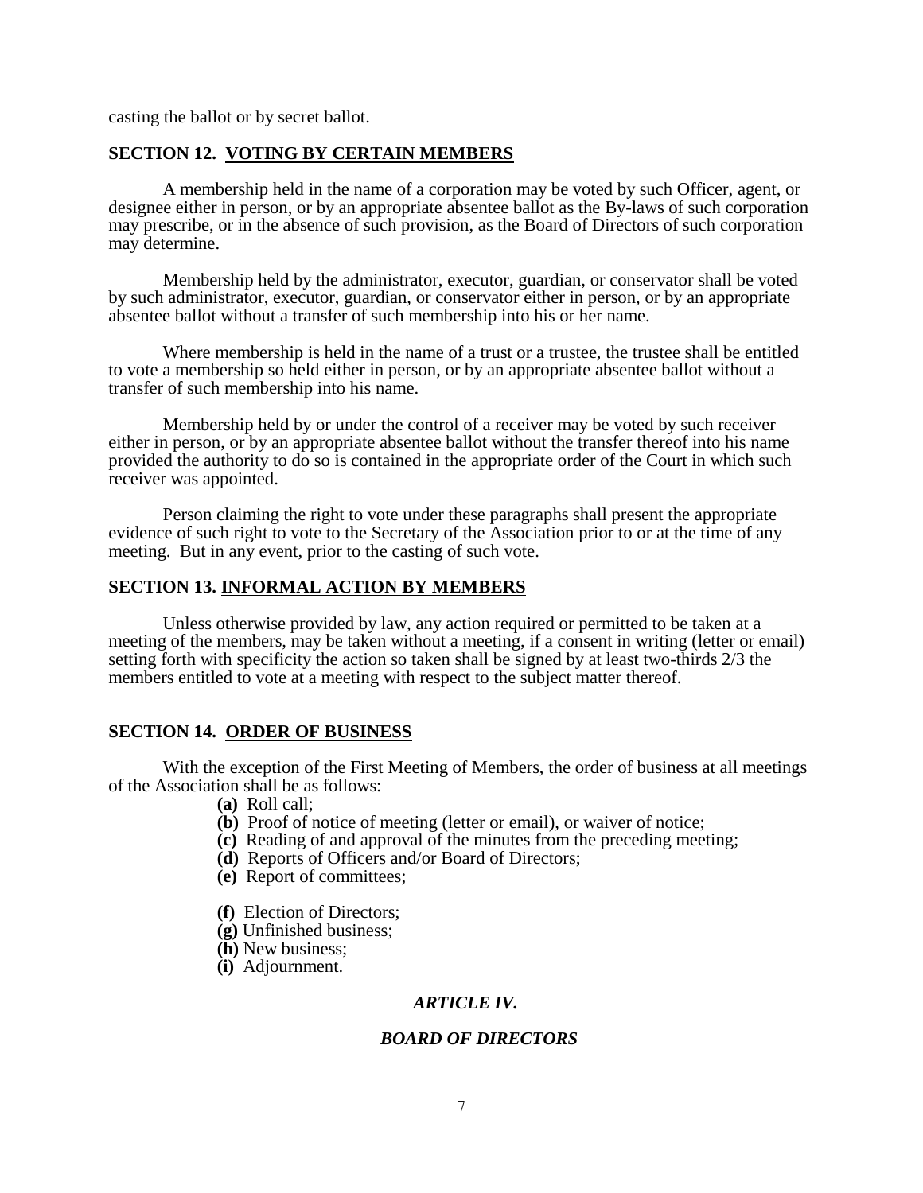casting the ballot or by secret ballot.

### SECTION 12. VOTING BY CERTAIN MEMBERS

A membership held in the name of a corporation may be voted by such Officer, agent, or designee either in person, or by an appropriate absentee ballot as the By-laws of such corporation may prescribe, or in the absence of such provision, as the Board of Directors of such corporation may determine.

Membership held by the administrator, executor, guardian, or conservator shall be voted by such administrator, executor, guardian, or conservator either in person, or by an appropriate absentee ballot without a transfer of such membership into his or her name.

Where membership is held in the name of a trust or a trustee, the trustee shall be entitled to vote a membership so held either in person, or by an appropriate absentee ballot without a transfer of such membership into his name.

Membership held by or under the control of a receiver may be voted by such receiver either in person, or by an appropriate absentee ballot without the transfer thereof into his name provided the authority to do so is contained in the appropriate order of the Court in which such receiver was appointed.

Person claiming the right to vote under these paragraphs shall present the appropriate evidence of such right to vote to the Secretary of the Association prior to or at the time of any meeting. But in any event, prior to the casting of such vote.

### SECTION 13. INFORMAL ACTION BY MEMBERS

Unless otherwise provided by law, any action required or permitted to be taken at a meeting of the members, may be taken without a meeting, if a consent in writing (letter or email) setting forth with specificity the action so taken shall be signed by at least two-thirds 2/3 the members entitled to vote at a meeting with respect to the subject matter thereof.

### SECTION 14. ORDER OF BUSINESS

With the exception of the First Meeting of Members, the order of business at all meetings of the Association shall be as follows:

- **(a)** Roll call;
- **(b)** Proof of notice of meeting (letter or email), or waiver of notice;
- **(c)** Reading of and approval of the minutes from the preceding meeting;
- **(d)** Reports of Officers and/or Board of Directors;
- **(e)** Report of committees;
- **(f)** Election of Directors;
- **(g)** Unfinished business;
- **(h)** New business;
- **(i)** Adjournment.

## *ARTICLE IV.*

## *BOARD OF DIRECTORS*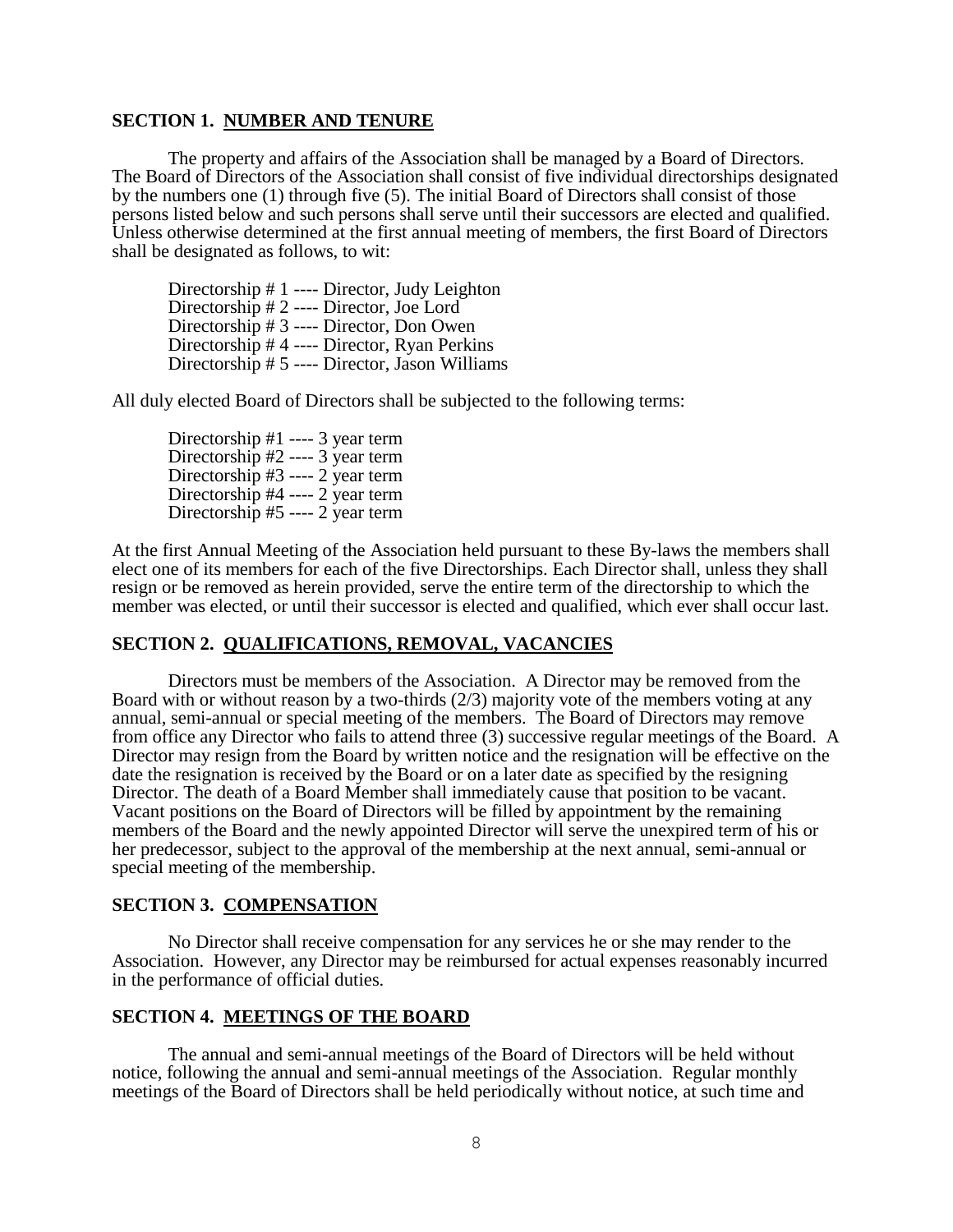## SECTION 1. NUMBER AND TENURE

The property and affairs of the Association shall be managed by a Board of Directors. The Board of Directors of the Association shall consist of five individual directorships designated by the numbers one (1) through five (5). The initial Board of Directors shall consist of those persons listed below and such persons shall serve until their successors are elected and qualified. Unless otherwise determined at the first annual meeting of members, the first Board of Directors shall be designated as follows, to wit:

Directorship # 1 ---- Director, Judy Leighton
Directorship # 2 ---- Director, Joe Lord
Directorship # 3 ---- Director, Don Owen
Directorship # 4 ---- Director, Ryan Perkins
Directorship # 5 ---- Director, Jason Williams

All duly elected Board of Directors shall be subjected to the following terms:

Directorship #1 ---- 3 year term
Directorship #2 ---- 3 year term
Directorship #3 ---- 2 year term
Directorship #4 ---- 2 year term
Directorship #5 ---- 2 year term

At the first Annual Meeting of the Association held pursuant to these By-laws the members shall elect one of its members for each of the five Directorships. Each Director shall, unless they shall resign or be removed as herein provided, serve the entire term of the directorship to which the member was elected, or until their successor is elected and qualified, which ever shall occur last.

## SECTION 2. QUALIFICATIONS, REMOVAL, VACANCIES

Directors must be members of the Association. A Director may be removed from the Board with or without reason by a two-thirds (2/3) majority vote of the members voting at any annual, semi-annual or special meeting of the members. The Board of Directors may remove from office any Director who fails to attend three (3) successive regular meetings of the Board. A Director may resign from the Board by written notice and the resignation will be effective on the date the resignation is received by the Board or on a later date as specified by the resigning Director. The death of a Board Member shall immediately cause that position to be vacant. Vacant positions on the Board of Directors will be filled by appointment by the remaining members of the Board and the newly appointed Director will serve the unexpired term of his or her predecessor, subject to the approval of the membership at the next annual, semi-annual or special meeting of the membership.

## SECTION 3. COMPENSATION

No Director shall receive compensation for any services he or she may render to the Association. However, any Director may be reimbursed for actual expenses reasonably incurred in the performance of official duties.

## SECTION 4. MEETINGS OF THE BOARD

The annual and semi-annual meetings of the Board of Directors will be held without notice, following the annual and semi-annual meetings of the Association. Regular monthly meetings of the Board of Directors shall be held periodically without notice, at such time and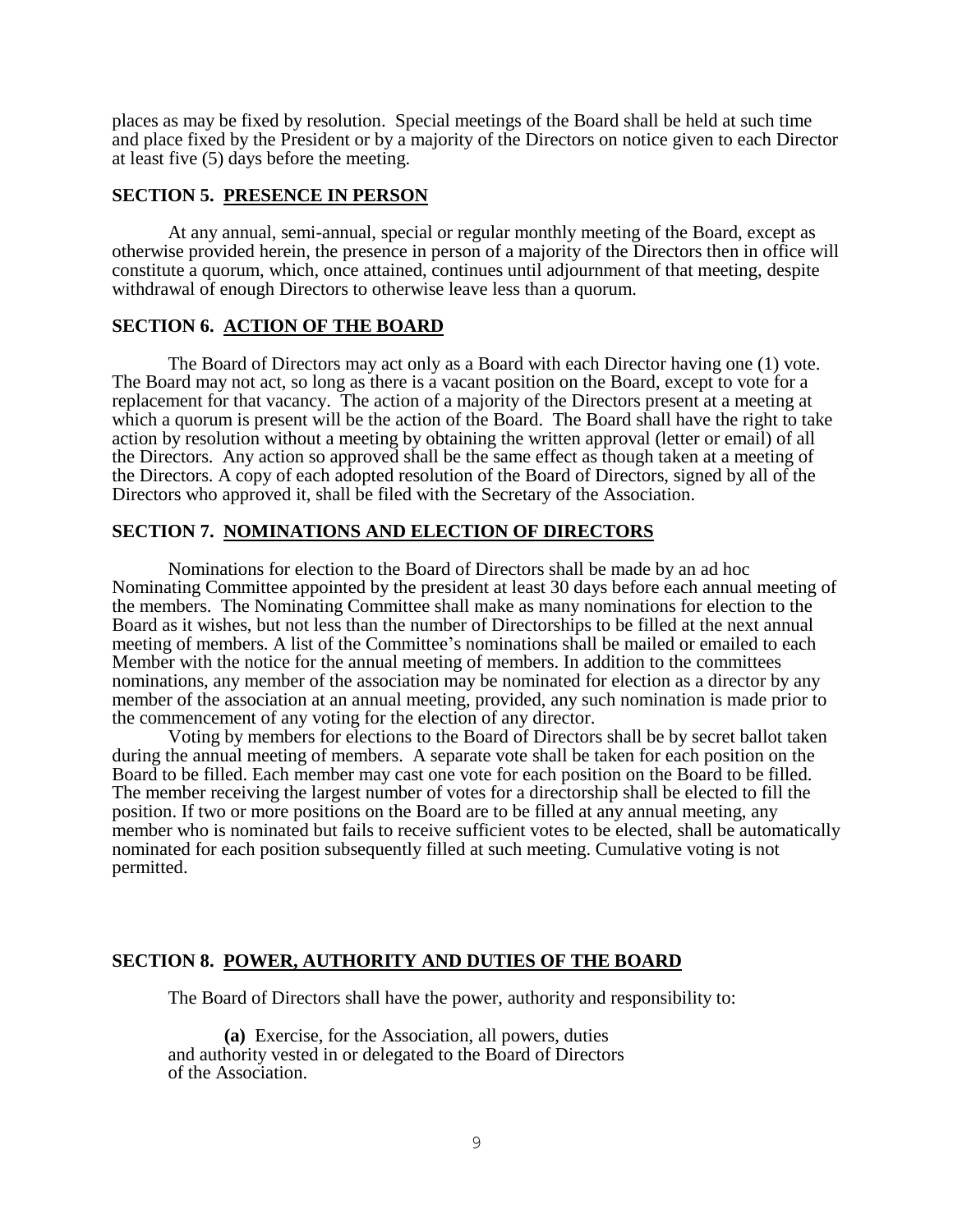places as may be fixed by resolution. Special meetings of the Board shall be held at such time and place fixed by the President or by a majority of the Directors on notice given to each Director at least five (5) days before the meeting.

### SECTION 5. PRESENCE IN PERSON

At any annual, semi-annual, special or regular monthly meeting of the Board, except as otherwise provided herein, the presence in person of a majority of the Directors then in office will constitute a quorum, which, once attained, continues until adjournment of that meeting, despite withdrawal of enough Directors to otherwise leave less than a quorum.

### SECTION 6. ACTION OF THE BOARD

The Board of Directors may act only as a Board with each Director having one (1) vote. The Board may not act, so long as there is a vacant position on the Board, except to vote for a replacement for that vacancy. The action of a majority of the Directors present at a meeting at which a quorum is present will be the action of the Board. The Board shall have the right to take action by resolution without a meeting by obtaining the written approval (letter or email) of all the Directors. Any action so approved shall be the same effect as though taken at a meeting of the Directors. A copy of each adopted resolution of the Board of Directors, signed by all of the Directors who approved it, shall be filed with the Secretary of the Association.

### SECTION 7. NOMINATIONS AND ELECTION OF DIRECTORS

Nominations for election to the Board of Directors shall be made by an ad hoc Nominating Committee appointed by the president at least 30 days before each annual meeting of the members. The Nominating Committee shall make as many nominations for election to the Board as it wishes, but not less than the number of Directorships to be filled at the next annual meeting of members. A list of the Committee's nominations shall be mailed or emailed to each Member with the notice for the annual meeting of members. In addition to the committees nominations, any member of the association may be nominated for election as a director by any member of the association at an annual meeting, provided, any such nomination is made prior to the commencement of any voting for the election of any director.

Voting by members for elections to the Board of Directors shall be by secret ballot taken during the annual meeting of members. A separate vote shall be taken for each position on the Board to be filled. Each member may cast one vote for each position on the Board to be filled. The member receiving the largest number of votes for a directorship shall be elected to fill the position. If two or more positions on the Board are to be filled at any annual meeting, any member who is nominated but fails to receive sufficient votes to be elected, shall be automatically nominated for each position subsequently filled at such meeting. Cumulative voting is not permitted.

### SECTION 8. POWER, AUTHORITY AND DUTIES OF THE BOARD

The Board of Directors shall have the power, authority and responsibility to:

**(a)** Exercise, for the Association, all powers, duties and authority vested in or delegated to the Board of Directors of the Association.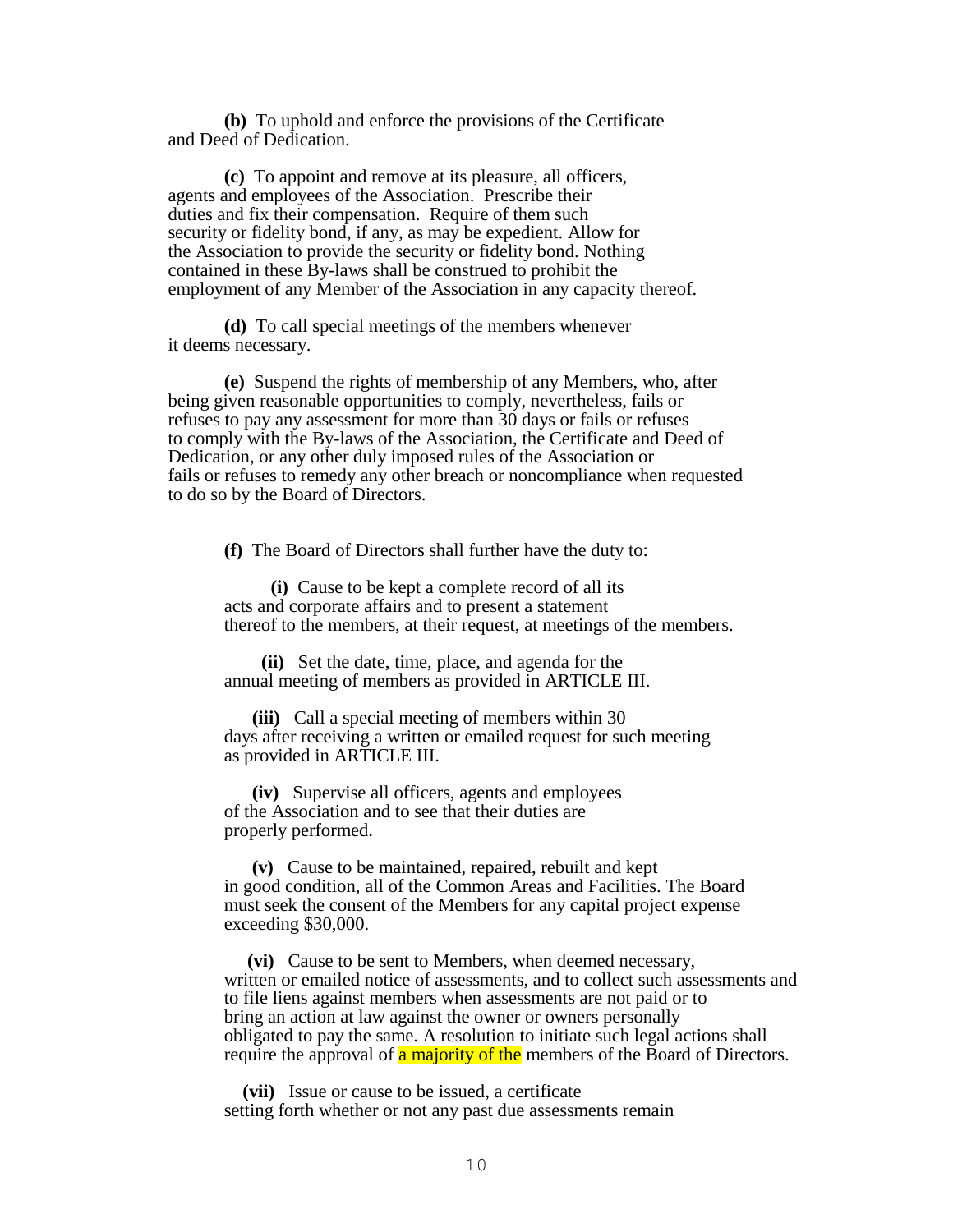**(b)** To uphold and enforce the provisions of the Certificate and Deed of Dedication.

**(c)** To appoint and remove at its pleasure, all officers, agents and employees of the Association. Prescribe their duties and fix their compensation. Require of them such security or fidelity bond, if any, as may be expedient. Allow for the Association to provide the security or fidelity bond. Nothing contained in these By-laws shall be construed to prohibit the employment of any Member of the Association in any capacity thereof.

**(d)** To call special meetings of the members whenever it deems necessary.

**(e)** Suspend the rights of membership of any Members, who, after being given reasonable opportunities to comply, nevertheless, fails or refuses to pay any assessment for more than 30 days or fails or refuses to comply with the By-laws of the Association, the Certificate and Deed of Dedication, or any other duly imposed rules of the Association or fails or refuses to remedy any other breach or noncompliance when requested to do so by the Board of Directors.

**(f)** The Board of Directors shall further have the duty to:

**(i)** Cause to be kept a complete record of all its acts and corporate affairs and to present a statement thereof to the members, at their request, at meetings of the members.

**(ii)** Set the date, time, place, and agenda for the annual meeting of members as provided in ARTICLE III.

**(iii)** Call a special meeting of members within 30 days after receiving a written or emailed request for such meeting as provided in ARTICLE III.

**(iv)** Supervise all officers, agents and employees of the Association and to see that their duties are properly performed.

**(v)** Cause to be maintained, repaired, rebuilt and kept in good condition, all of the Common Areas and Facilities. The Board must seek the consent of the Members for any capital project expense exceeding $30,000.

**(vi)** Cause to be sent to Members, when deemed necessary, written or emailed notice of assessments, and to collect such assessments and to file liens against members when assessments are not paid or to bring an action at law against the owner or owners personally obligated to pay the same. A resolution to initiate such legal actions shall require the approval of a majority of the members of the Board of Directors.

**(vii)** Issue or cause to be issued, a certificate setting forth whether or not any past due assessments remain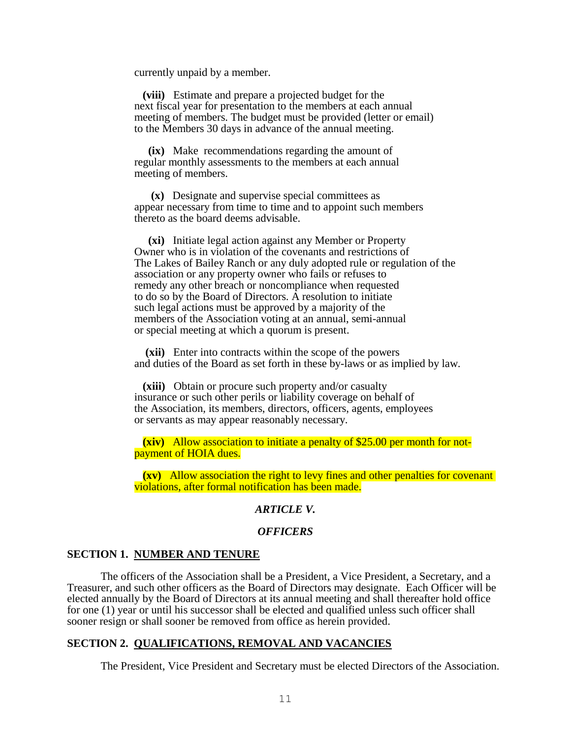currently unpaid by a member.

**(viii)** Estimate and prepare a projected budget for the next fiscal year for presentation to the members at each annual meeting of members. The budget must be provided (letter or email) to the Members 30 days in advance of the annual meeting.

**(ix)** Make recommendations regarding the amount of regular monthly assessments to the members at each annual meeting of members.

**(x)** Designate and supervise special committees as appear necessary from time to time and to appoint such members thereto as the board deems advisable.

**(xi)** Initiate legal action against any Member or Property Owner who is in violation of the covenants and restrictions of The Lakes of Bailey Ranch or any duly adopted rule or regulation of the association or any property owner who fails or refuses to remedy any other breach or noncompliance when requested to do so by the Board of Directors. A resolution to initiate such legal actions must be approved by a majority of the members of the Association voting at an annual, semi-annual or special meeting at which a quorum is present.

**(xii)** Enter into contracts within the scope of the powers and duties of the Board as set forth in these by-laws or as implied by law.

**(xiii)** Obtain or procure such property and/or casualty insurance or such other perils or liability coverage on behalf of the Association, its members, directors, officers, agents, employees or servants as may appear reasonably necessary.

**(xiv)** Allow association to initiate a penalty of $25.00 per month for non-payment of HOIA dues.

**(xv)** Allow association the right to levy fines and other penalties for covenant violations, after formal notification has been made.

## *ARTICLE V.*

## *OFFICERS*

### SECTION 1. NUMBER AND TENURE

The officers of the Association shall be a President, a Vice President, a Secretary, and a Treasurer, and such other officers as the Board of Directors may designate. Each Officer will be elected annually by the Board of Directors at its annual meeting and shall thereafter hold office for one (1) year or until his successor shall be elected and qualified unless such officer shall sooner resign or shall sooner be removed from office as herein provided.

### SECTION 2. QUALIFICATIONS, REMOVAL AND VACANCIES

The President, Vice President and Secretary must be elected Directors of the Association.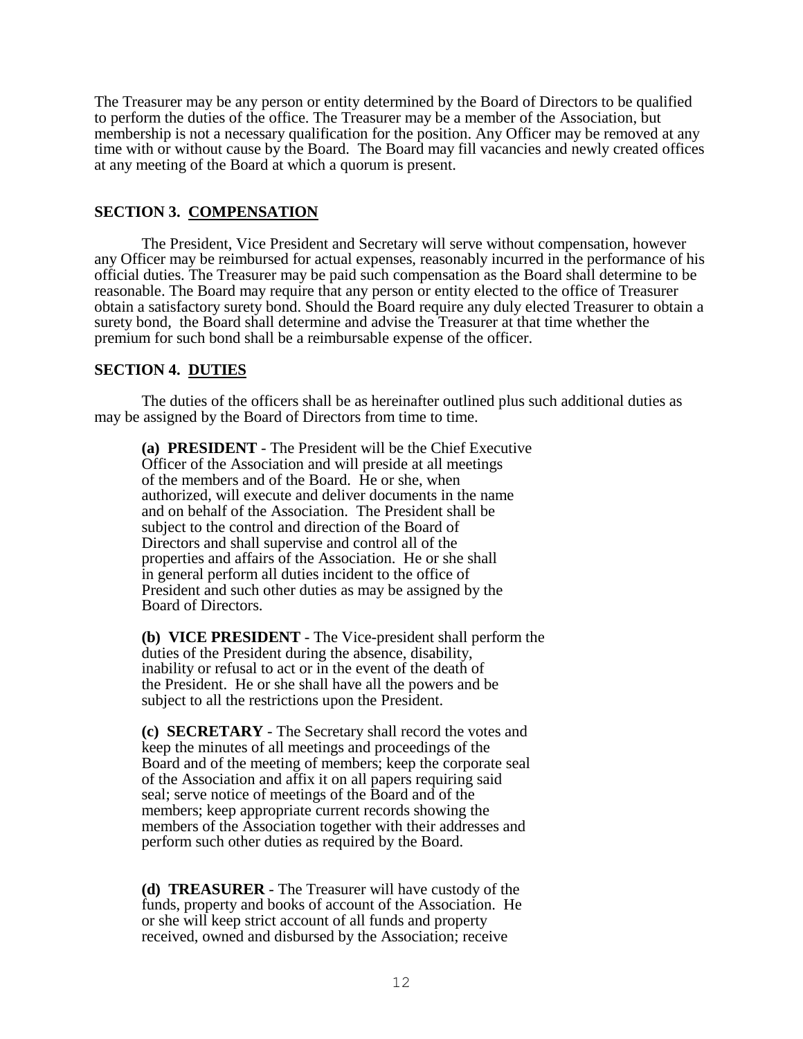The Treasurer may be any person or entity determined by the Board of Directors to be qualified to perform the duties of the office. The Treasurer may be a member of the Association, but membership is not a necessary qualification for the position. Any Officer may be removed at any time with or without cause by the Board. The Board may fill vacancies and newly created offices at any meeting of the Board at which a quorum is present.

### SECTION 3. COMPENSATION

The President, Vice President and Secretary will serve without compensation, however any Officer may be reimbursed for actual expenses, reasonably incurred in the performance of his official duties. The Treasurer may be paid such compensation as the Board shall determine to be reasonable. The Board may require that any person or entity elected to the office of Treasurer obtain a satisfactory surety bond. Should the Board require any duly elected Treasurer to obtain a surety bond, the Board shall determine and advise the Treasurer at that time whether the premium for such bond shall be a reimbursable expense of the officer.

### SECTION 4. DUTIES

The duties of the officers shall be as hereinafter outlined plus such additional duties as may be assigned by the Board of Directors from time to time.

**(a) PRESIDENT** - The President will be the Chief Executive Officer of the Association and will preside at all meetings of the members and of the Board. He or she, when authorized, will execute and deliver documents in the name and on behalf of the Association. The President shall be subject to the control and direction of the Board of Directors and shall supervise and control all of the properties and affairs of the Association. He or she shall in general perform all duties incident to the office of President and such other duties as may be assigned by the Board of Directors.

**(b) VICE PRESIDENT** - The Vice-president shall perform the duties of the President during the absence, disability, inability or refusal to act or in the event of the death of the President. He or she shall have all the powers and be subject to all the restrictions upon the President.

**(c) SECRETARY** - The Secretary shall record the votes and keep the minutes of all meetings and proceedings of the Board and of the meeting of members; keep the corporate seal of the Association and affix it on all papers requiring said seal; serve notice of meetings of the Board and of the members; keep appropriate current records showing the members of the Association together with their addresses and perform such other duties as required by the Board.

**(d) TREASURER** - The Treasurer will have custody of the funds, property and books of account of the Association. He or she will keep strict account of all funds and property received, owned and disbursed by the Association; receive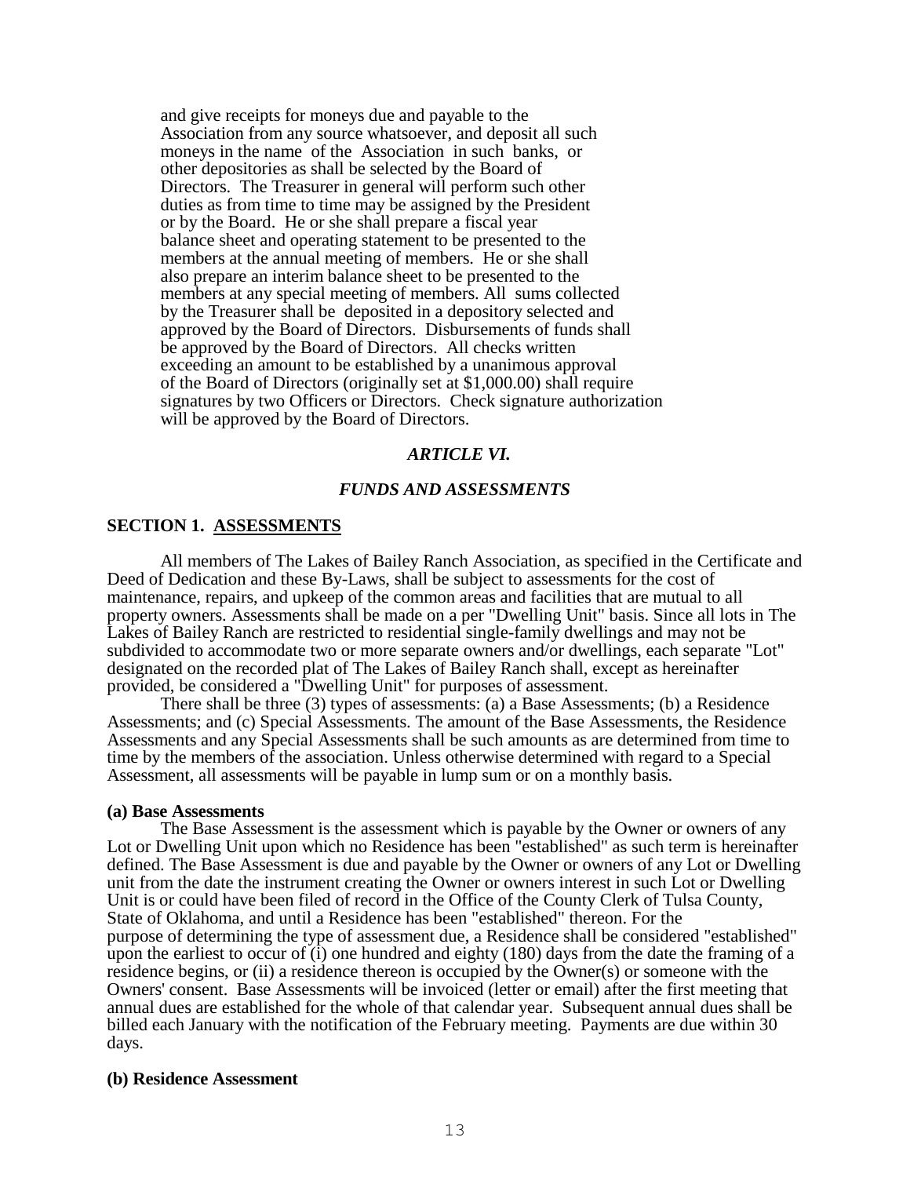and give receipts for moneys due and payable to the Association from any source whatsoever, and deposit all such moneys in the name of the Association in such banks, or other depositories as shall be selected by the Board of Directors. The Treasurer in general will perform such other duties as from time to time may be assigned by the President or by the Board. He or she shall prepare a fiscal year balance sheet and operating statement to be presented to the members at the annual meeting of members. He or she shall also prepare an interim balance sheet to be presented to the members at any special meeting of members. All sums collected by the Treasurer shall be deposited in a depository selected and approved by the Board of Directors. Disbursements of funds shall be approved by the Board of Directors. All checks written exceeding an amount to be established by a unanimous approval of the Board of Directors (originally set at $1,000.00) shall require signatures by two Officers or Directors. Check signature authorization will be approved by the Board of Directors.

## *ARTICLE VI.*

## *FUNDS AND ASSESSMENTS*

### SECTION 1. ASSESSMENTS

All members of The Lakes of Bailey Ranch Association, as specified in the Certificate and Deed of Dedication and these By-Laws, shall be subject to assessments for the cost of maintenance, repairs, and upkeep of the common areas and facilities that are mutual to all property owners. Assessments shall be made on a per "Dwelling Unit" basis. Since all lots in The Lakes of Bailey Ranch are restricted to residential single-family dwellings and may not be subdivided to accommodate two or more separate owners and/or dwellings, each separate "Lot" designated on the recorded plat of The Lakes of Bailey Ranch shall, except as hereinafter provided, be considered a "Dwelling Unit" for purposes of assessment.

There shall be three (3) types of assessments: (a) a Base Assessments; (b) a Residence Assessments; and (c) Special Assessments. The amount of the Base Assessments, the Residence Assessments and any Special Assessments shall be such amounts as are determined from time to time by the members of the association. Unless otherwise determined with regard to a Special Assessment, all assessments will be payable in lump sum or on a monthly basis.

**(a) Base Assessments**

The Base Assessment is the assessment which is payable by the Owner or owners of any Lot or Dwelling Unit upon which no Residence has been "established" as such term is hereinafter defined. The Base Assessment is due and payable by the Owner or owners of any Lot or Dwelling unit from the date the instrument creating the Owner or owners interest in such Lot or Dwelling Unit is or could have been filed of record in the Office of the County Clerk of Tulsa County, State of Oklahoma, and until a Residence has been "established" thereon. For the purpose of determining the type of assessment due, a Residence shall be considered "established" upon the earliest to occur of (i) one hundred and eighty (180) days from the date the framing of a residence begins, or (ii) a residence thereon is occupied by the Owner(s) or someone with the Owners' consent. Base Assessments will be invoiced (letter or email) after the first meeting that annual dues are established for the whole of that calendar year. Subsequent annual dues shall be billed each January with the notification of the February meeting. Payments are due within 30 days.

**(b) Residence Assessment**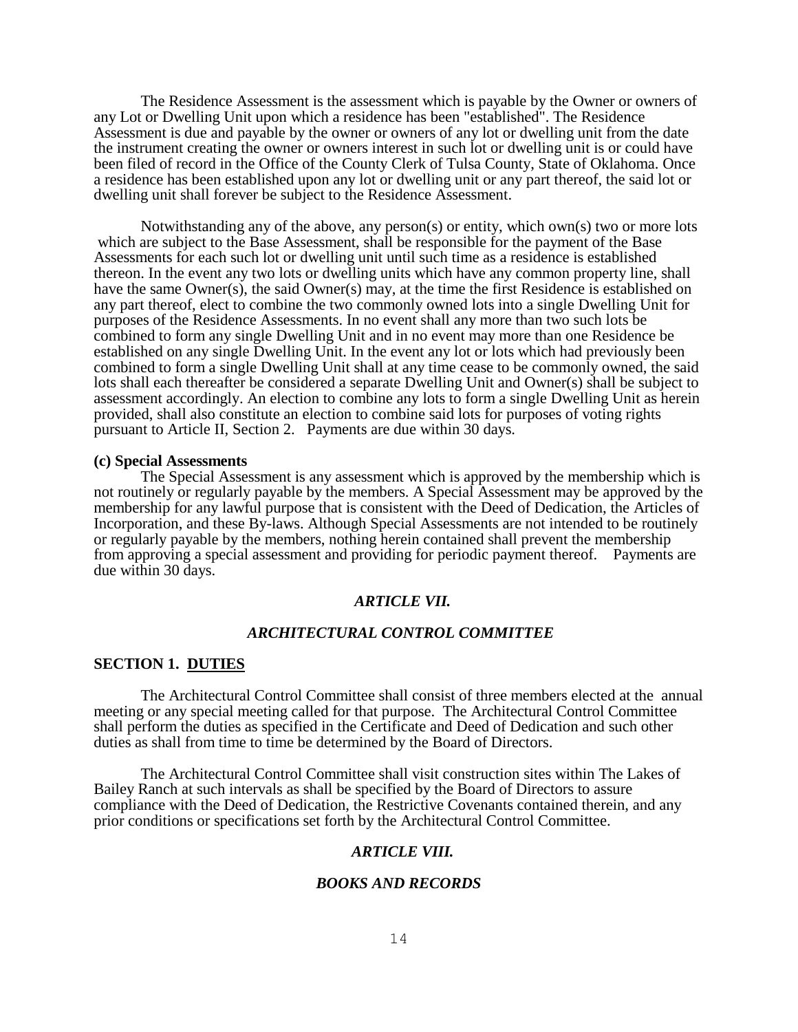The Residence Assessment is the assessment which is payable by the Owner or owners of any Lot or Dwelling Unit upon which a residence has been "established". The Residence Assessment is due and payable by the owner or owners of any lot or dwelling unit from the date the instrument creating the owner or owners interest in such lot or dwelling unit is or could have been filed of record in the Office of the County Clerk of Tulsa County, State of Oklahoma. Once a residence has been established upon any lot or dwelling unit or any part thereof, the said lot or dwelling unit shall forever be subject to the Residence Assessment.

Notwithstanding any of the above, any person(s) or entity, which own(s) two or more lots which are subject to the Base Assessment, shall be responsible for the payment of the Base Assessments for each such lot or dwelling unit until such time as a residence is established thereon. In the event any two lots or dwelling units which have any common property line, shall have the same Owner(s), the said Owner(s) may, at the time the first Residence is established on any part thereof, elect to combine the two commonly owned lots into a single Dwelling Unit for purposes of the Residence Assessments. In no event shall any more than two such lots be combined to form any single Dwelling Unit and in no event may more than one Residence be established on any single Dwelling Unit. In the event any lot or lots which had previously been combined to form a single Dwelling Unit shall at any time cease to be commonly owned, the said lots shall each thereafter be considered a separate Dwelling Unit and Owner(s) shall be subject to assessment accordingly. An election to combine any lots to form a single Dwelling Unit as herein provided, shall also constitute an election to combine said lots for purposes of voting rights pursuant to Article II, Section 2. Payments are due within 30 days.

**(c) Special Assessments**

The Special Assessment is any assessment which is approved by the membership which is not routinely or regularly payable by the members. A Special Assessment may be approved by the membership for any lawful purpose that is consistent with the Deed of Dedication, the Articles of Incorporation, and these By-laws. Although Special Assessments are not intended to be routinely or regularly payable by the members, nothing herein contained shall prevent the membership from approving a special assessment and providing for periodic payment thereof. Payments are due within 30 days.

## *ARTICLE VII.*

## *ARCHITECTURAL CONTROL COMMITTEE*

### SECTION 1. DUTIES

The Architectural Control Committee shall consist of three members elected at the annual meeting or any special meeting called for that purpose. The Architectural Control Committee shall perform the duties as specified in the Certificate and Deed of Dedication and such other duties as shall from time to time be determined by the Board of Directors.

The Architectural Control Committee shall visit construction sites within The Lakes of Bailey Ranch at such intervals as shall be specified by the Board of Directors to assure compliance with the Deed of Dedication, the Restrictive Covenants contained therein, and any prior conditions or specifications set forth by the Architectural Control Committee.

## *ARTICLE VIII.*

## *BOOKS AND RECORDS*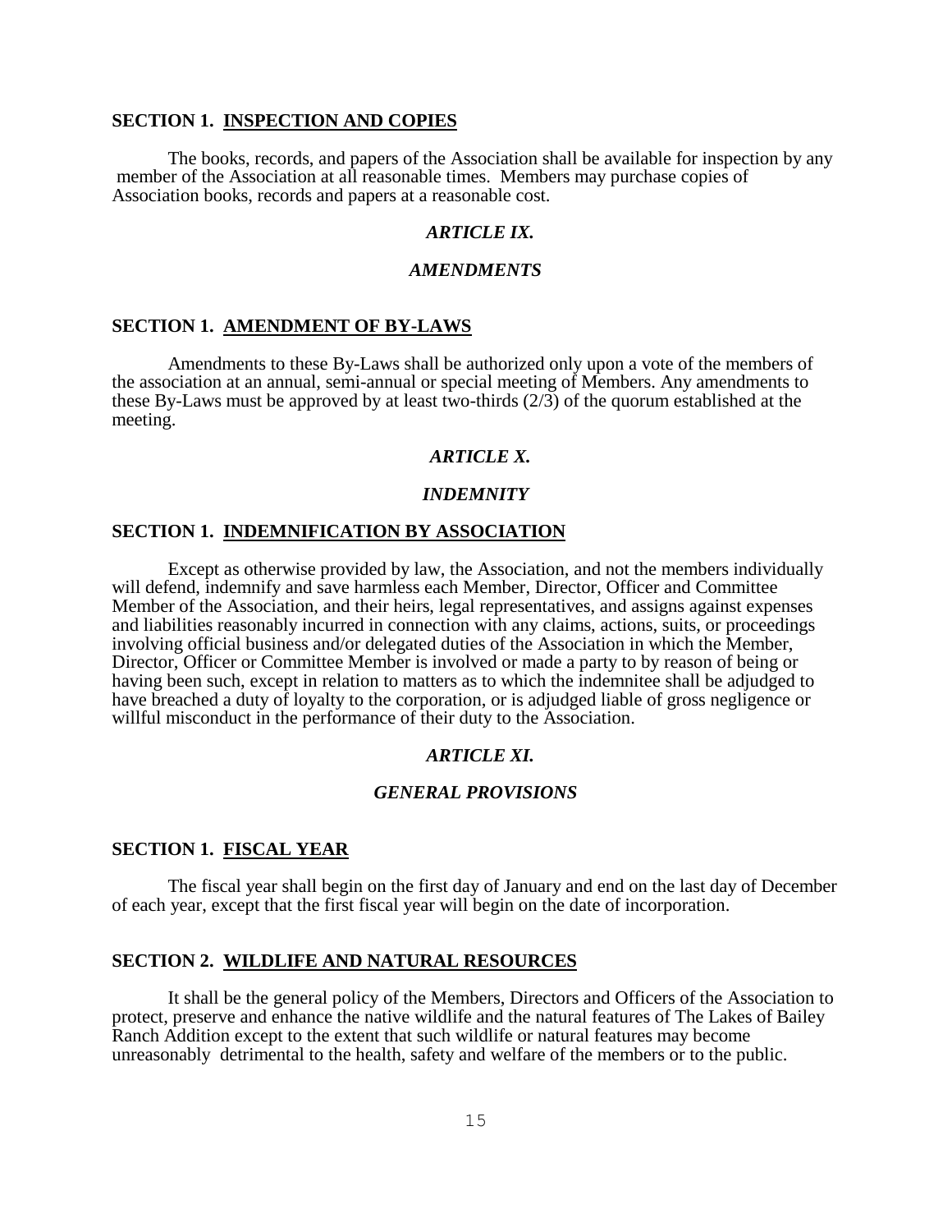**SECTION 1. INSPECTION AND COPIES**

The books, records, and papers of the Association shall be available for inspection by any member of the Association at all reasonable times. Members may purchase copies of Association books, records and papers at a reasonable cost.

## *ARTICLE IX.*

## *AMENDMENTS*

**SECTION 1. AMENDMENT OF BY-LAWS**

Amendments to these By-Laws shall be authorized only upon a vote of the members of the association at an annual, semi-annual or special meeting of Members. Any amendments to these By-Laws must be approved by at least two-thirds (2/3) of the quorum established at the meeting.

## *ARTICLE X.*

## *INDEMNITY*

**SECTION 1. INDEMNIFICATION BY ASSOCIATION**

Except as otherwise provided by law, the Association, and not the members individually will defend, indemnify and save harmless each Member, Director, Officer and Committee Member of the Association, and their heirs, legal representatives, and assigns against expenses and liabilities reasonably incurred in connection with any claims, actions, suits, or proceedings involving official business and/or delegated duties of the Association in which the Member, Director, Officer or Committee Member is involved or made a party to by reason of being or having been such, except in relation to matters as to which the indemnitee shall be adjudged to have breached a duty of loyalty to the corporation, or is adjudged liable of gross negligence or willful misconduct in the performance of their duty to the Association.

## *ARTICLE XI.*

## *GENERAL PROVISIONS*

**SECTION 1. FISCAL YEAR**

The fiscal year shall begin on the first day of January and end on the last day of December of each year, except that the first fiscal year will begin on the date of incorporation.

**SECTION 2. WILDLIFE AND NATURAL RESOURCES**

It shall be the general policy of the Members, Directors and Officers of the Association to protect, preserve and enhance the native wildlife and the natural features of The Lakes of Bailey Ranch Addition except to the extent that such wildlife or natural features may become unreasonably detrimental to the health, safety and welfare of the members or to the public.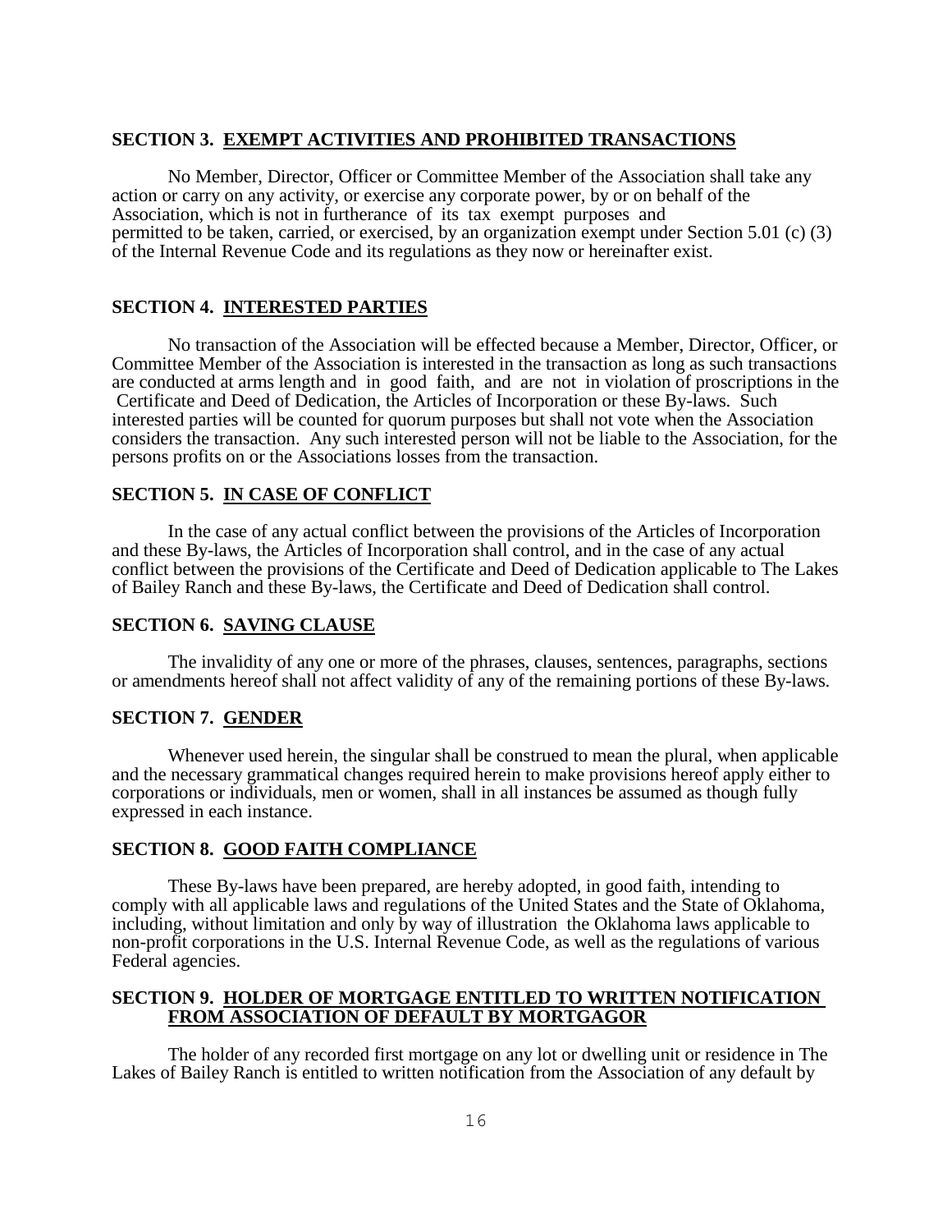## SECTION 3. EXEMPT ACTIVITIES AND PROHIBITED TRANSACTIONS

No Member, Director, Officer or Committee Member of the Association shall take any action or carry on any activity, or exercise any corporate power, by or on behalf of the Association, which is not in furtherance of its tax exempt purposes and permitted to be taken, carried, or exercised, by an organization exempt under Section 5.01 (c) (3) of the Internal Revenue Code and its regulations as they now or hereinafter exist.

## SECTION 4. INTERESTED PARTIES

No transaction of the Association will be effected because a Member, Director, Officer, or Committee Member of the Association is interested in the transaction as long as such transactions are conducted at arms length and in good faith, and are not in violation of proscriptions in the Certificate and Deed of Dedication, the Articles of Incorporation or these By-laws. Such interested parties will be counted for quorum purposes but shall not vote when the Association considers the transaction. Any such interested person will not be liable to the Association, for the persons profits on or the Associations losses from the transaction.

## SECTION 5. IN CASE OF CONFLICT

In the case of any actual conflict between the provisions of the Articles of Incorporation and these By-laws, the Articles of Incorporation shall control, and in the case of any actual conflict between the provisions of the Certificate and Deed of Dedication applicable to The Lakes of Bailey Ranch and these By-laws, the Certificate and Deed of Dedication shall control.

## SECTION 6. SAVING CLAUSE

The invalidity of any one or more of the phrases, clauses, sentences, paragraphs, sections or amendments hereof shall not affect validity of any of the remaining portions of these By-laws.

## SECTION 7. GENDER

Whenever used herein, the singular shall be construed to mean the plural, when applicable and the necessary grammatical changes required herein to make provisions hereof apply either to corporations or individuals, men or women, shall in all instances be assumed as though fully expressed in each instance.

## SECTION 8. GOOD FAITH COMPLIANCE

These By-laws have been prepared, are hereby adopted, in good faith, intending to comply with all applicable laws and regulations of the United States and the State of Oklahoma, including, without limitation and only by way of illustration the Oklahoma laws applicable to non-profit corporations in the U.S. Internal Revenue Code, as well as the regulations of various Federal agencies.

## SECTION 9. HOLDER OF MORTGAGE ENTITLED TO WRITTEN NOTIFICATION FROM ASSOCIATION OF DEFAULT BY MORTGAGOR

The holder of any recorded first mortgage on any lot or dwelling unit or residence in The Lakes of Bailey Ranch is entitled to written notification from the Association of any default by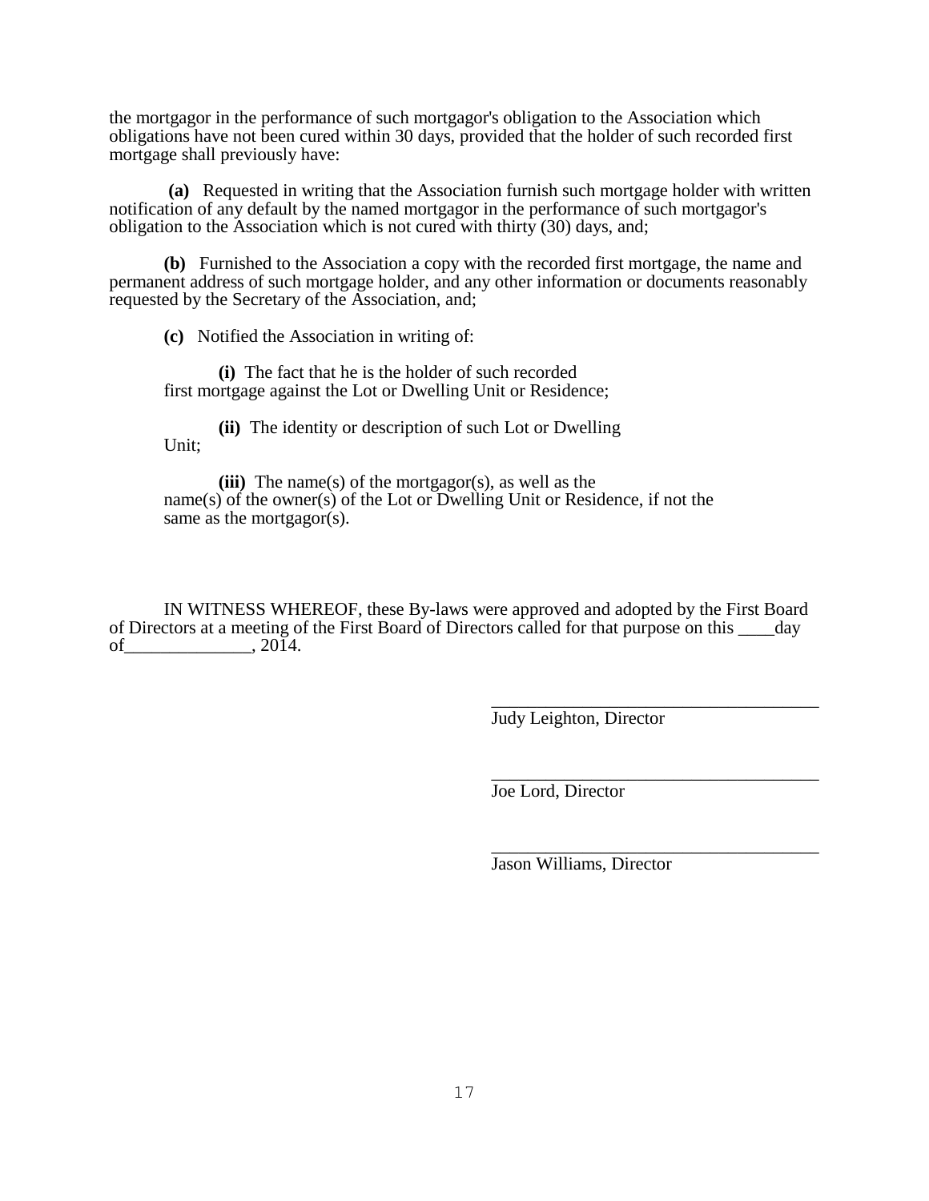the mortgagor in the performance of such mortgagor's obligation to the Association which obligations have not been cured within 30 days, provided that the holder of such recorded first mortgage shall previously have:

**(a)** Requested in writing that the Association furnish such mortgage holder with written notification of any default by the named mortgagor in the performance of such mortgagor's obligation to the Association which is not cured with thirty (30) days, and;

**(b)** Furnished to the Association a copy with the recorded first mortgage, the name and permanent address of such mortgage holder, and any other information or documents reasonably requested by the Secretary of the Association, and;

**(c)** Notified the Association in writing of:

**(i)** The fact that he is the holder of such recorded first mortgage against the Lot or Dwelling Unit or Residence;

**(ii)** The identity or description of such Lot or Dwelling Unit;

**(iii)** The name(s) of the mortgagor(s), as well as the name(s) of the owner(s) of the Lot or Dwelling Unit or Residence, if not the same as the mortgagor(s).

IN WITNESS WHEREOF, these By-laws were approved and adopted by the First Board of Directors at a meeting of the First Board of Directors called for that purpose on this ____day of______________, 2014.

_____________________________________
Judy Leighton, Director

_____________________________________
Joe Lord, Director

_____________________________________
Jason Williams, Director